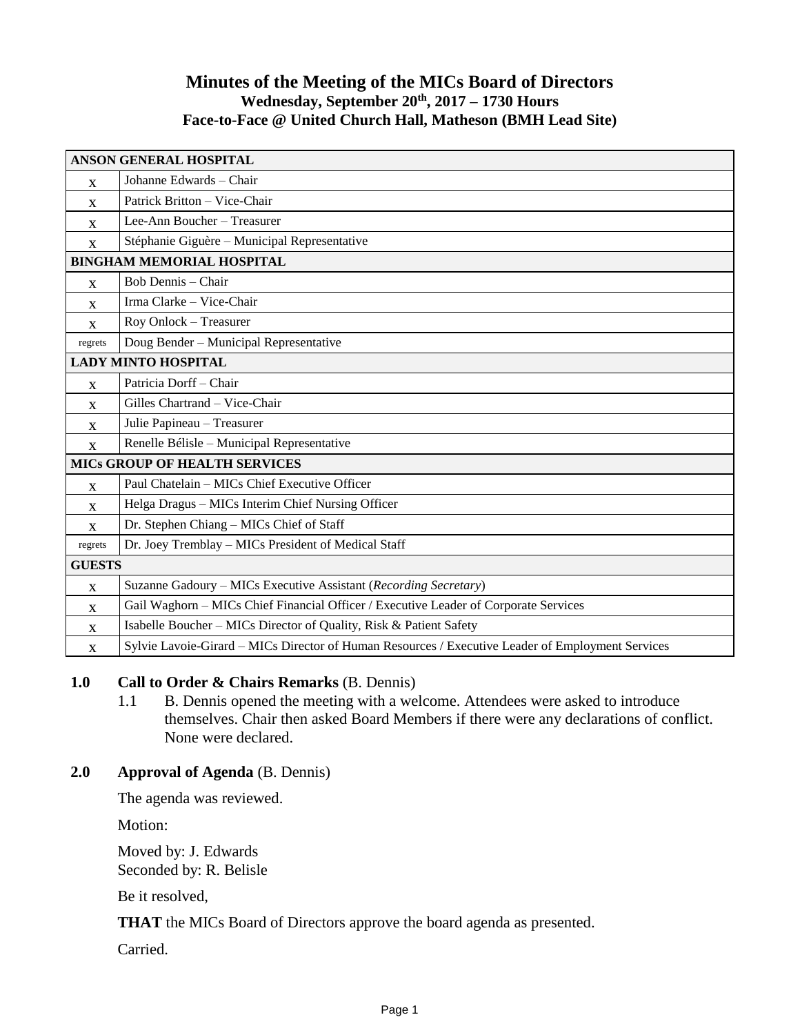# Minutes of the Meeting of the MICs Board of Directors

**Wednesday, September 20th, 2017 – 1730 Hours**
**Face-to-Face @ United Church Hall, Matheson (BMH Lead Site)**

| ANSON GENERAL HOSPITAL | |
|---|---|
| x | Johanne Edwards – Chair |
| x | Patrick Britton – Vice-Chair |
| x | Lee-Ann Boucher – Treasurer |
| x | Stéphanie Giguère – Municipal Representative |
| **BINGHAM MEMORIAL HOSPITAL** | |
| x | Bob Dennis – Chair |
| x | Irma Clarke – Vice-Chair |
| x | Roy Onlock – Treasurer |
| regrets | Doug Bender – Municipal Representative |
| **LADY MINTO HOSPITAL** | |
| x | Patricia Dorff – Chair |
| x | Gilles Chartrand – Vice-Chair |
| x | Julie Papineau – Treasurer |
| x | Renelle Bélisle – Municipal Representative |
| **MICs GROUP OF HEALTH SERVICES** | |
| x | Paul Chatelain – MICs Chief Executive Officer |
| x | Helga Dragus – MICs Interim Chief Nursing Officer |
| x | Dr. Stephen Chiang – MICs Chief of Staff |
| regrets | Dr. Joey Tremblay – MICs President of Medical Staff |
| **GUESTS** | |
| x | Suzanne Gadoury – MICs Executive Assistant (*Recording Secretary*) |
| x | Gail Waghorn – MICs Chief Financial Officer / Executive Leader of Corporate Services |
| x | Isabelle Boucher – MICs Director of Quality, Risk & Patient Safety |
| x | Sylvie Lavoie-Girard – MICs Director of Human Resources / Executive Leader of Employment Services |

## 1.0 Call to Order & Chairs Remarks (B. Dennis)

1.1 B. Dennis opened the meeting with a welcome. Attendees were asked to introduce themselves. Chair then asked Board Members if there were any declarations of conflict. None were declared.

## 2.0 Approval of Agenda (B. Dennis)

The agenda was reviewed.

Motion:

Moved by: J. Edwards
Seconded by: R. Belisle

Be it resolved,

**THAT** the MICs Board of Directors approve the board agenda as presented.

Carried.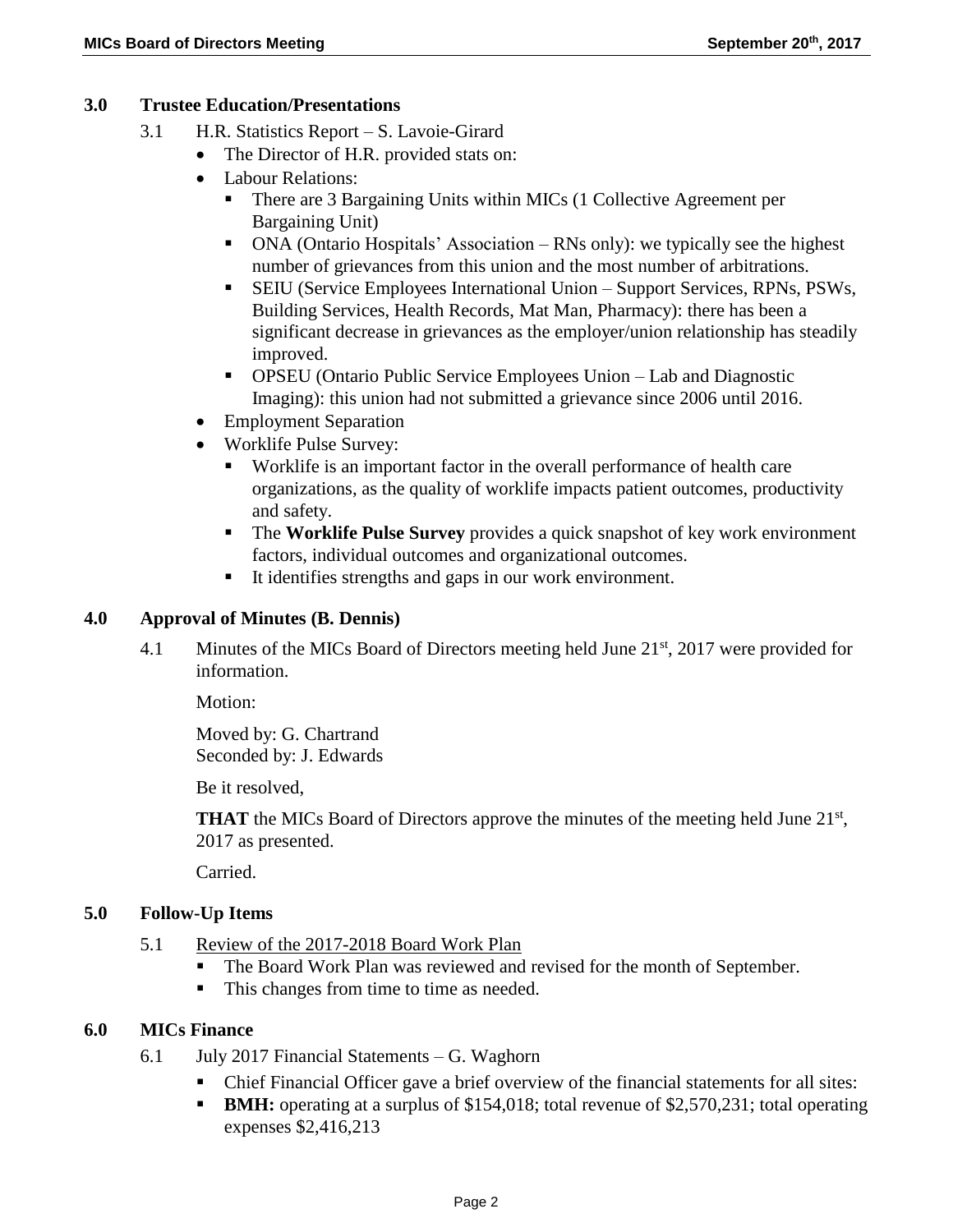## 3.0 Trustee Education/Presentations

3.1 H.R. Statistics Report – S. Lavoie-Girard

- The Director of H.R. provided stats on:
- Labour Relations:
  - There are 3 Bargaining Units within MICs (1 Collective Agreement per Bargaining Unit)
  - ONA (Ontario Hospitals' Association – RNs only): we typically see the highest number of grievances from this union and the most number of arbitrations.
  - SEIU (Service Employees International Union – Support Services, RPNs, PSWs, Building Services, Health Records, Mat Man, Pharmacy): there has been a significant decrease in grievances as the employer/union relationship has steadily improved.
  - OPSEU (Ontario Public Service Employees Union – Lab and Diagnostic Imaging): this union had not submitted a grievance since 2006 until 2016.
- Employment Separation
- Worklife Pulse Survey:
  - Worklife is an important factor in the overall performance of health care organizations, as the quality of worklife impacts patient outcomes, productivity and safety.
  - The **Worklife Pulse Survey** provides a quick snapshot of key work environment factors, individual outcomes and organizational outcomes.
  - It identifies strengths and gaps in our work environment.

## 4.0 Approval of Minutes (B. Dennis)

4.1 Minutes of the MICs Board of Directors meeting held June 21st, 2017 were provided for information.

Motion:

Moved by: G. Chartrand
Seconded by: J. Edwards

Be it resolved,

**THAT** the MICs Board of Directors approve the minutes of the meeting held June 21st, 2017 as presented.

Carried.

## 5.0 Follow-Up Items

5.1 Review of the 2017-2018 Board Work Plan

- The Board Work Plan was reviewed and revised for the month of September.
- This changes from time to time as needed.

## 6.0 MICs Finance

6.1 July 2017 Financial Statements – G. Waghorn

- Chief Financial Officer gave a brief overview of the financial statements for all sites:
- **BMH:** operating at a surplus of $154,018; total revenue of $2,570,231; total operating expenses $2,416,213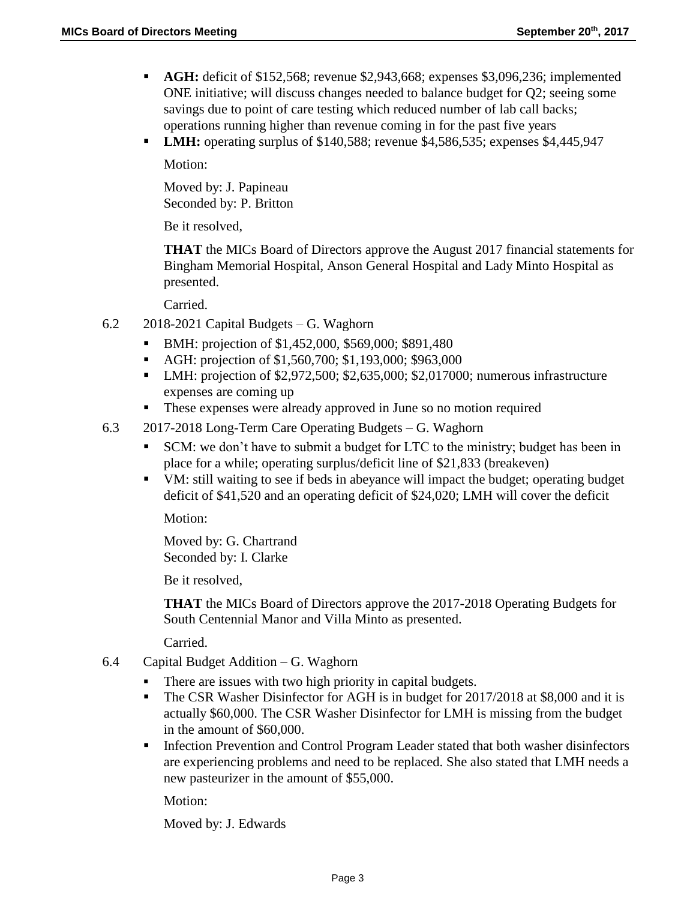- **AGH:** deficit of $152,568; revenue $2,943,668; expenses $3,096,236; implemented ONE initiative; will discuss changes needed to balance budget for Q2; seeing some savings due to point of care testing which reduced number of lab call backs; operations running higher than revenue coming in for the past five years
- **LMH:** operating surplus of $140,588; revenue $4,586,535; expenses $4,445,947

  Motion:

  Moved by: J. Papineau
  Seconded by: P. Britton

  Be it resolved,

  **THAT** the MICs Board of Directors approve the August 2017 financial statements for Bingham Memorial Hospital, Anson General Hospital and Lady Minto Hospital as presented.

  Carried.

6.2 2018-2021 Capital Budgets – G. Waghorn

- BMH: projection of $1,452,000, $569,000; $891,480
- AGH: projection of $1,560,700; $1,193,000; $963,000
- LMH: projection of $2,972,500; $2,635,000; $2,017000; numerous infrastructure expenses are coming up
- These expenses were already approved in June so no motion required

6.3 2017-2018 Long-Term Care Operating Budgets – G. Waghorn

- SCM: we don't have to submit a budget for LTC to the ministry; budget has been in place for a while; operating surplus/deficit line of $21,833 (breakeven)
- VM: still waiting to see if beds in abeyance will impact the budget; operating budget deficit of $41,520 and an operating deficit of $24,020; LMH will cover the deficit

  Motion:

  Moved by: G. Chartrand
  Seconded by: I. Clarke

  Be it resolved,

  **THAT** the MICs Board of Directors approve the 2017-2018 Operating Budgets for South Centennial Manor and Villa Minto as presented.

  Carried.

6.4 Capital Budget Addition – G. Waghorn

- There are issues with two high priority in capital budgets.
- The CSR Washer Disinfector for AGH is in budget for 2017/2018 at $8,000 and it is actually $60,000. The CSR Washer Disinfector for LMH is missing from the budget in the amount of $60,000.
- Infection Prevention and Control Program Leader stated that both washer disinfectors are experiencing problems and need to be replaced. She also stated that LMH needs a new pasteurizer in the amount of $55,000.

  Motion:

  Moved by: J. Edwards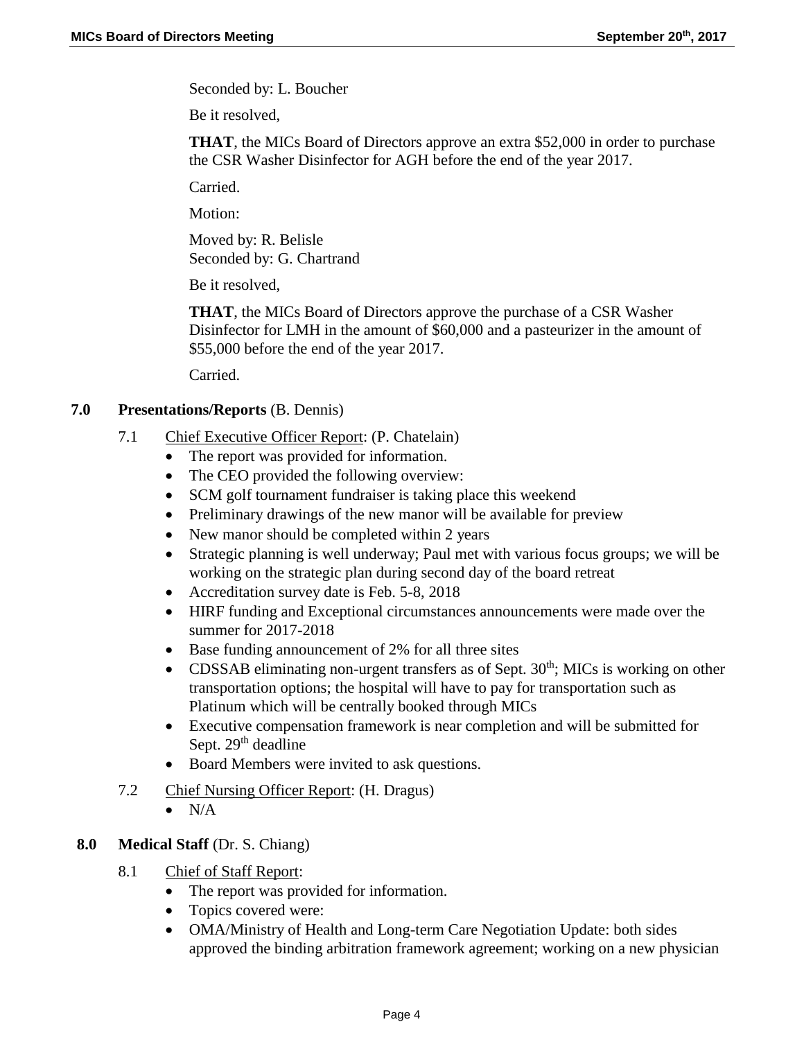Seconded by: L. Boucher

Be it resolved,

**THAT**, the MICs Board of Directors approve an extra $52,000 in order to purchase the CSR Washer Disinfector for AGH before the end of the year 2017.

Carried.

Motion:

Moved by: R. Belisle
Seconded by: G. Chartrand

Be it resolved,

**THAT**, the MICs Board of Directors approve the purchase of a CSR Washer Disinfector for LMH in the amount of $60,000 and a pasteurizer in the amount of $55,000 before the end of the year 2017.

Carried.

## 7.0 Presentations/Reports (B. Dennis)

7.1 Chief Executive Officer Report: (P. Chatelain)

- The report was provided for information.
- The CEO provided the following overview:
- SCM golf tournament fundraiser is taking place this weekend
- Preliminary drawings of the new manor will be available for preview
- New manor should be completed within 2 years
- Strategic planning is well underway; Paul met with various focus groups; we will be working on the strategic plan during second day of the board retreat
- Accreditation survey date is Feb. 5-8, 2018
- HIRF funding and Exceptional circumstances announcements were made over the summer for 2017-2018
- Base funding announcement of 2% for all three sites
- CDSSAB eliminating non-urgent transfers as of Sept. 30th; MICs is working on other transportation options; the hospital will have to pay for transportation such as Platinum which will be centrally booked through MICs
- Executive compensation framework is near completion and will be submitted for Sept. 29th deadline
- Board Members were invited to ask questions.

7.2 Chief Nursing Officer Report: (H. Dragus)

- N/A

## 8.0 Medical Staff (Dr. S. Chiang)

8.1 Chief of Staff Report:

- The report was provided for information.
- Topics covered were:
- OMA/Ministry of Health and Long-term Care Negotiation Update: both sides approved the binding arbitration framework agreement; working on a new physician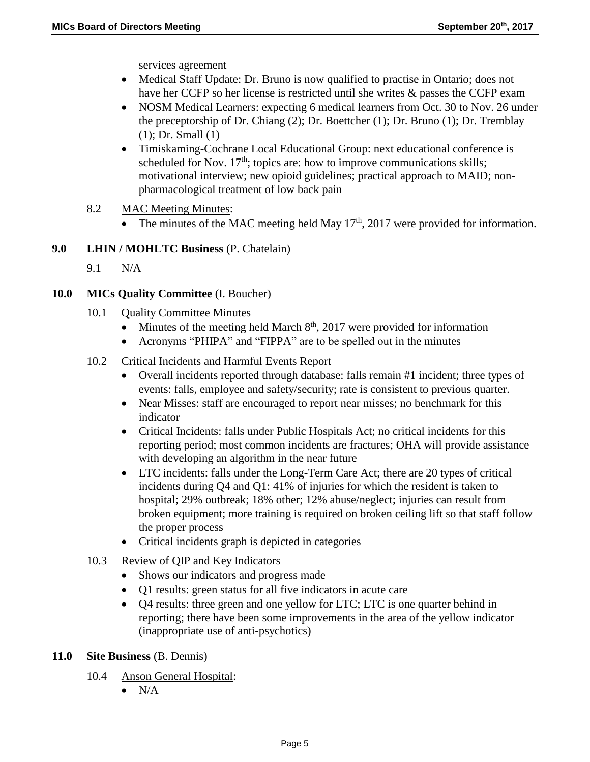services agreement

- Medical Staff Update: Dr. Bruno is now qualified to practise in Ontario; does not have her CCFP so her license is restricted until she writes & passes the CCFP exam
- NOSM Medical Learners: expecting 6 medical learners from Oct. 30 to Nov. 26 under the preceptorship of Dr. Chiang (2); Dr. Boettcher (1); Dr. Bruno (1); Dr. Tremblay (1); Dr. Small (1)
- Timiskaming-Cochrane Local Educational Group: next educational conference is scheduled for Nov. 17th; topics are: how to improve communications skills; motivational interview; new opioid guidelines; practical approach to MAID; non-pharmacological treatment of low back pain

8.2 MAC Meeting Minutes:

- The minutes of the MAC meeting held May 17th, 2017 were provided for information.

## 9.0 LHIN / MOHLTC Business (P. Chatelain)

9.1 N/A

## 10.0 MICs Quality Committee (I. Boucher)

10.1 Quality Committee Minutes

- Minutes of the meeting held March 8th, 2017 were provided for information
- Acronyms "PHIPA" and "FIPPA" are to be spelled out in the minutes

10.2 Critical Incidents and Harmful Events Report

- Overall incidents reported through database: falls remain #1 incident; three types of events: falls, employee and safety/security; rate is consistent to previous quarter.
- Near Misses: staff are encouraged to report near misses; no benchmark for this indicator
- Critical Incidents: falls under Public Hospitals Act; no critical incidents for this reporting period; most common incidents are fractures; OHA will provide assistance with developing an algorithm in the near future
- LTC incidents: falls under the Long-Term Care Act; there are 20 types of critical incidents during Q4 and Q1: 41% of injuries for which the resident is taken to hospital; 29% outbreak; 18% other; 12% abuse/neglect; injuries can result from broken equipment; more training is required on broken ceiling lift so that staff follow the proper process
- Critical incidents graph is depicted in categories

10.3 Review of QIP and Key Indicators

- Shows our indicators and progress made
- Q1 results: green status for all five indicators in acute care
- Q4 results: three green and one yellow for LTC; LTC is one quarter behind in reporting; there have been some improvements in the area of the yellow indicator (inappropriate use of anti-psychotics)

## 11.0 Site Business (B. Dennis)

10.4 Anson General Hospital:

- N/A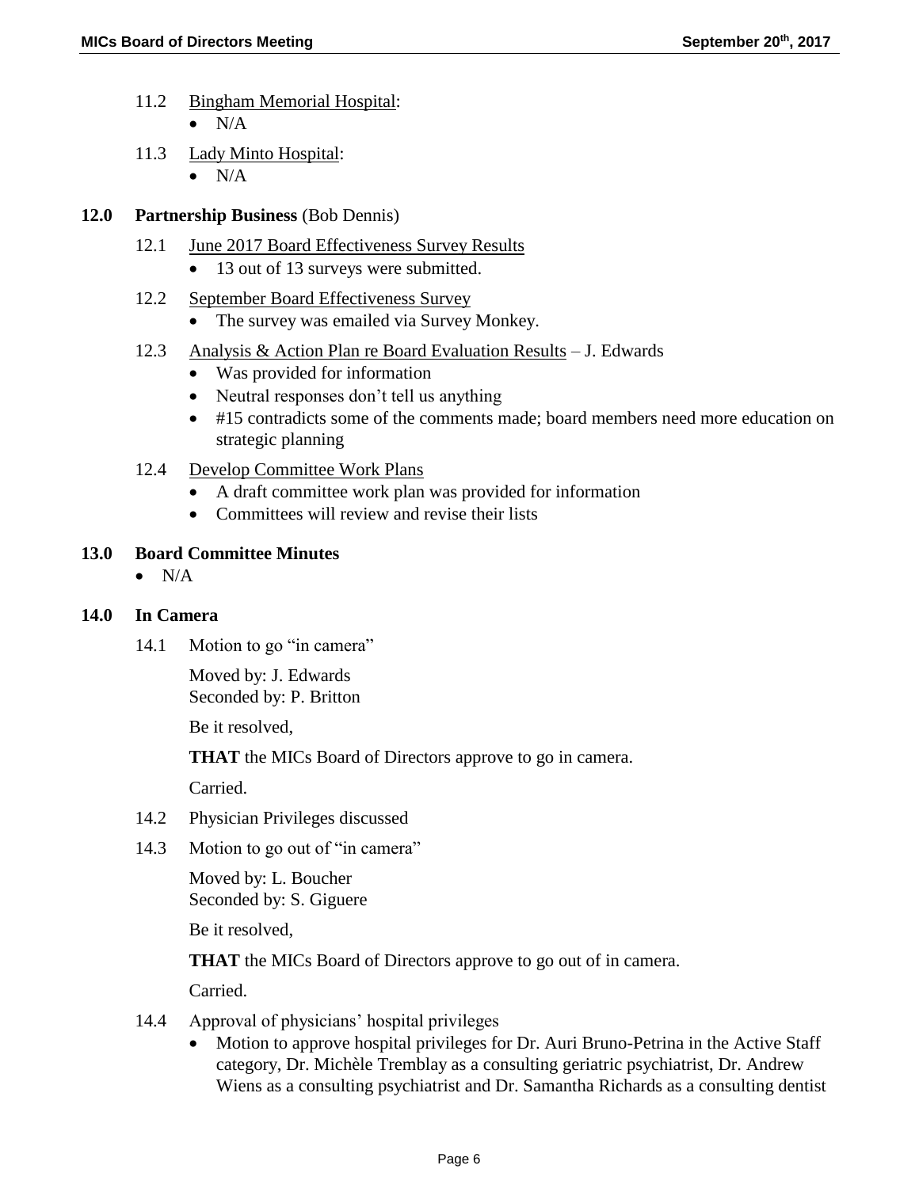11.2 Bingham Memorial Hospital:

- N/A

11.3 Lady Minto Hospital:

- N/A

## 12.0 Partnership Business (Bob Dennis)

12.1 June 2017 Board Effectiveness Survey Results

- 13 out of 13 surveys were submitted.

12.2 September Board Effectiveness Survey

- The survey was emailed via Survey Monkey.

12.3 Analysis & Action Plan re Board Evaluation Results – J. Edwards

- Was provided for information
- Neutral responses don't tell us anything
- #15 contradicts some of the comments made; board members need more education on strategic planning

12.4 Develop Committee Work Plans

- A draft committee work plan was provided for information
- Committees will review and revise their lists

## 13.0 Board Committee Minutes

- N/A

## 14.0 In Camera

14.1 Motion to go "in camera"

Moved by: J. Edwards
Seconded by: P. Britton

Be it resolved,

**THAT** the MICs Board of Directors approve to go in camera.

Carried.

14.2 Physician Privileges discussed

14.3 Motion to go out of "in camera"

Moved by: L. Boucher
Seconded by: S. Giguere

Be it resolved,

**THAT** the MICs Board of Directors approve to go out of in camera.

Carried.

14.4 Approval of physicians' hospital privileges

- Motion to approve hospital privileges for Dr. Auri Bruno-Petrina in the Active Staff category, Dr. Michèle Tremblay as a consulting geriatric psychiatrist, Dr. Andrew Wiens as a consulting psychiatrist and Dr. Samantha Richards as a consulting dentist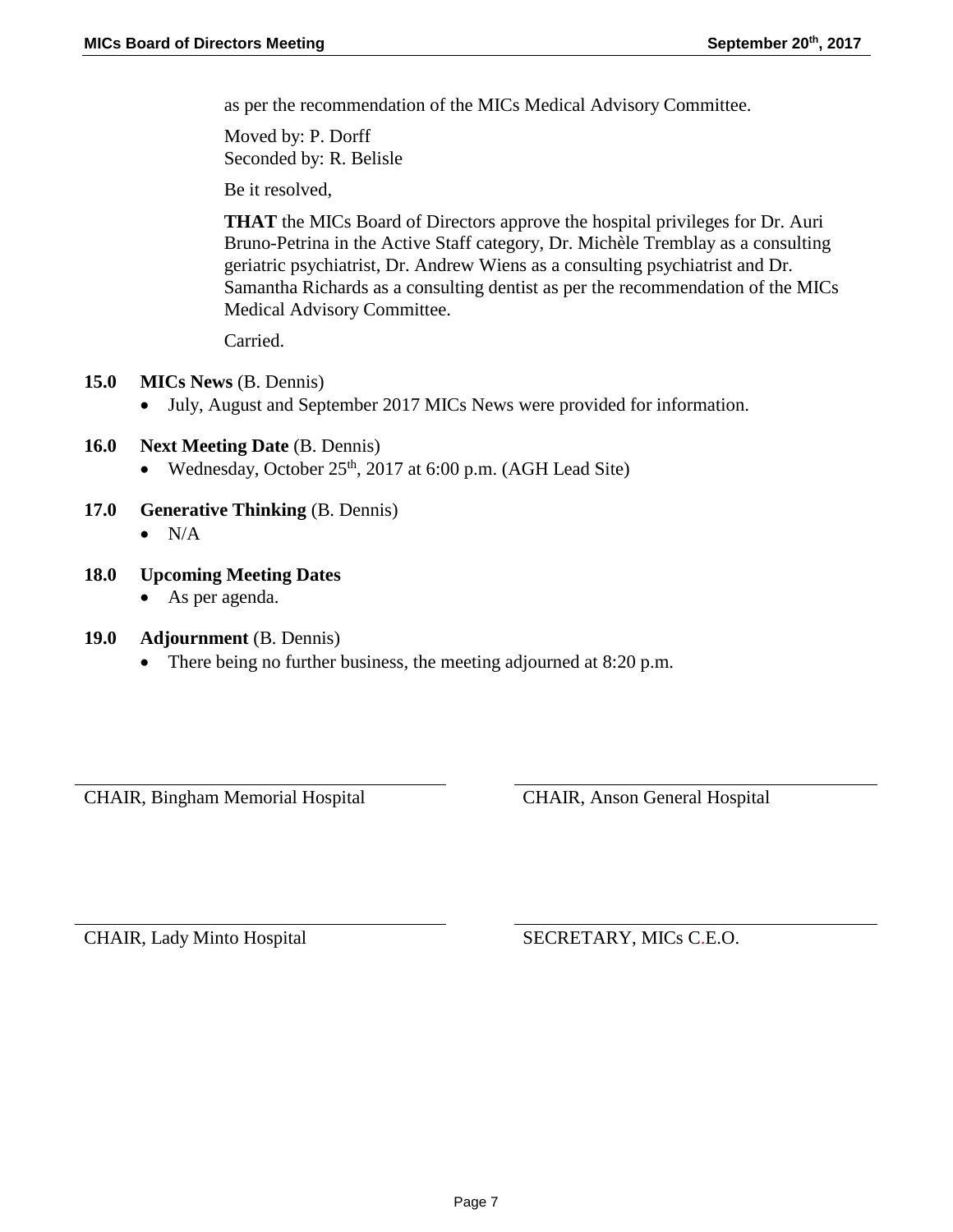as per the recommendation of the MICs Medical Advisory Committee.

Moved by: P. Dorff
Seconded by: R. Belisle

Be it resolved,

**THAT** the MICs Board of Directors approve the hospital privileges for Dr. Auri Bruno-Petrina in the Active Staff category, Dr. Michèle Tremblay as a consulting geriatric psychiatrist, Dr. Andrew Wiens as a consulting psychiatrist and Dr. Samantha Richards as a consulting dentist as per the recommendation of the MICs Medical Advisory Committee.

Carried.

**15.0 MICs News** (B. Dennis)

- July, August and September 2017 MICs News were provided for information.

**16.0 Next Meeting Date** (B. Dennis)

- Wednesday, October 25th, 2017 at 6:00 p.m. (AGH Lead Site)

**17.0 Generative Thinking** (B. Dennis)

- N/A

**18.0 Upcoming Meeting Dates**

- As per agenda.

**19.0 Adjournment** (B. Dennis)

- There being no further business, the meeting adjourned at 8:20 p.m.

CHAIR, Bingham Memorial Hospital

CHAIR, Anson General Hospital

CHAIR, Lady Minto Hospital

SECRETARY, MICs C.E.O.